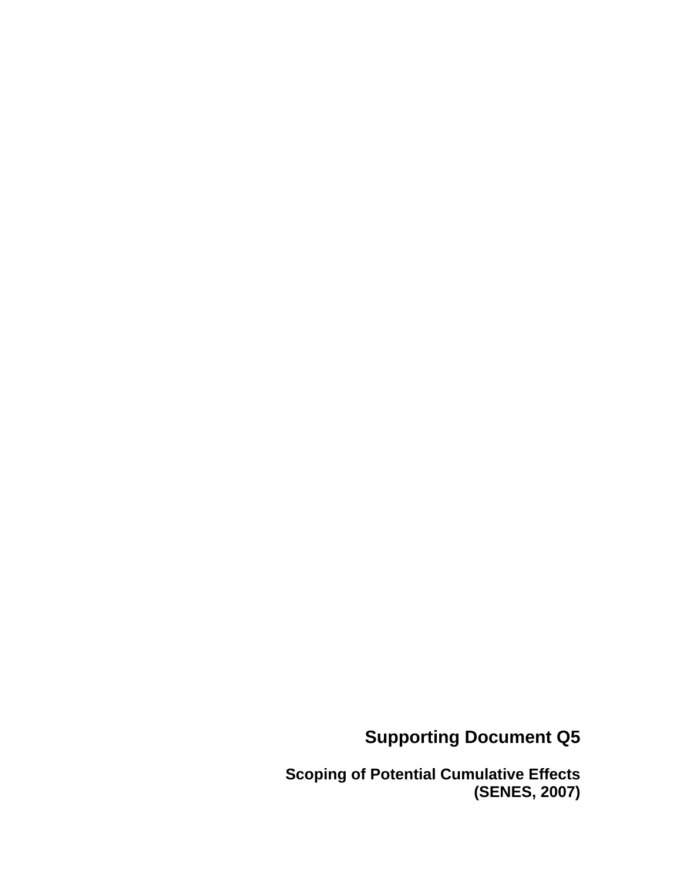# Supporting Document Q5

## Scoping of Potential Cumulative Effects (SENES, 2007)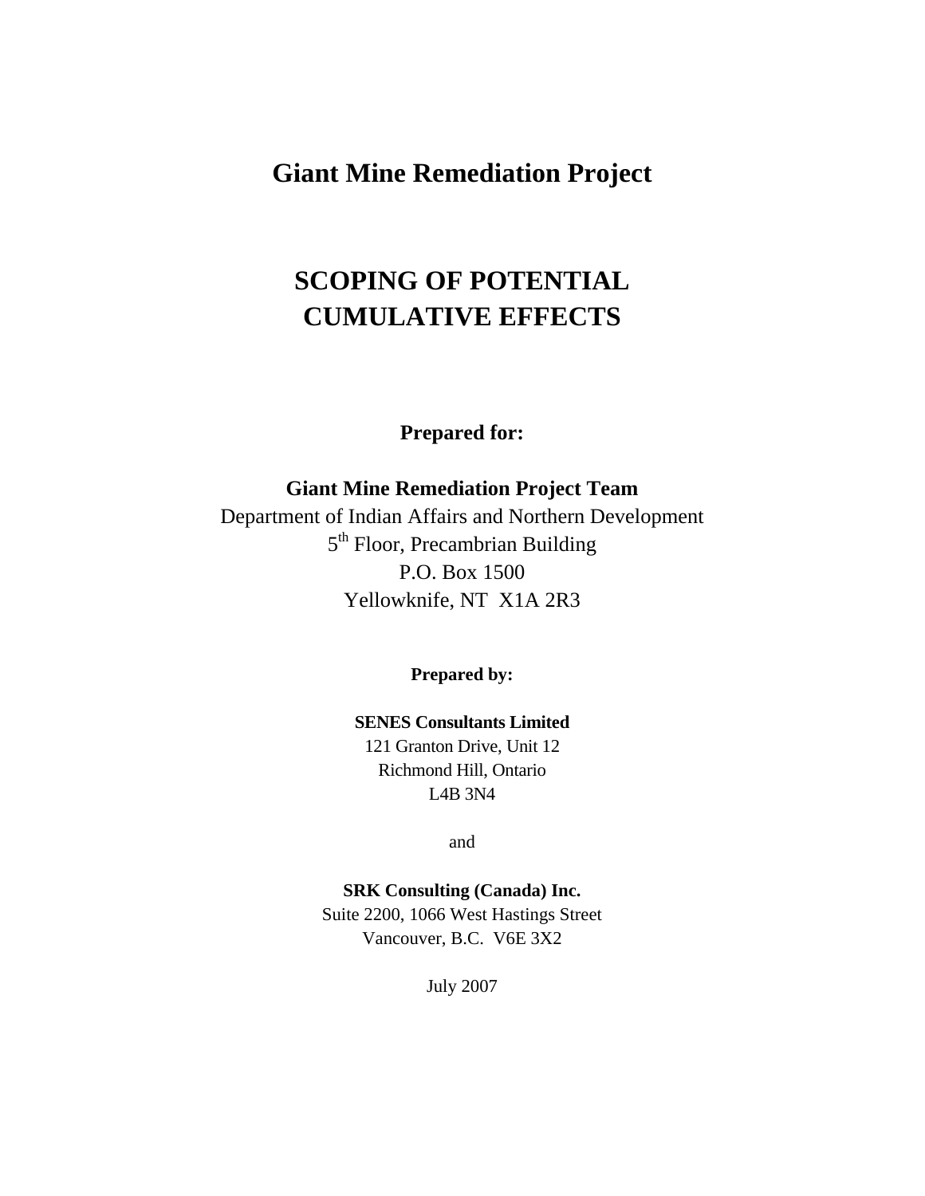# Giant Mine Remediation Project

# SCOPING OF POTENTIAL CUMULATIVE EFFECTS

**Prepared for:**

**Giant Mine Remediation Project Team**
Department of Indian Affairs and Northern Development
5th Floor, Precambrian Building
P.O. Box 1500
Yellowknife, NT X1A 2R3

**Prepared by:**

**SENES Consultants Limited**
121 Granton Drive, Unit 12
Richmond Hill, Ontario
L4B 3N4

and

**SRK Consulting (Canada) Inc.**
Suite 2200, 1066 West Hastings Street
Vancouver, B.C. V6E 3X2

July 2007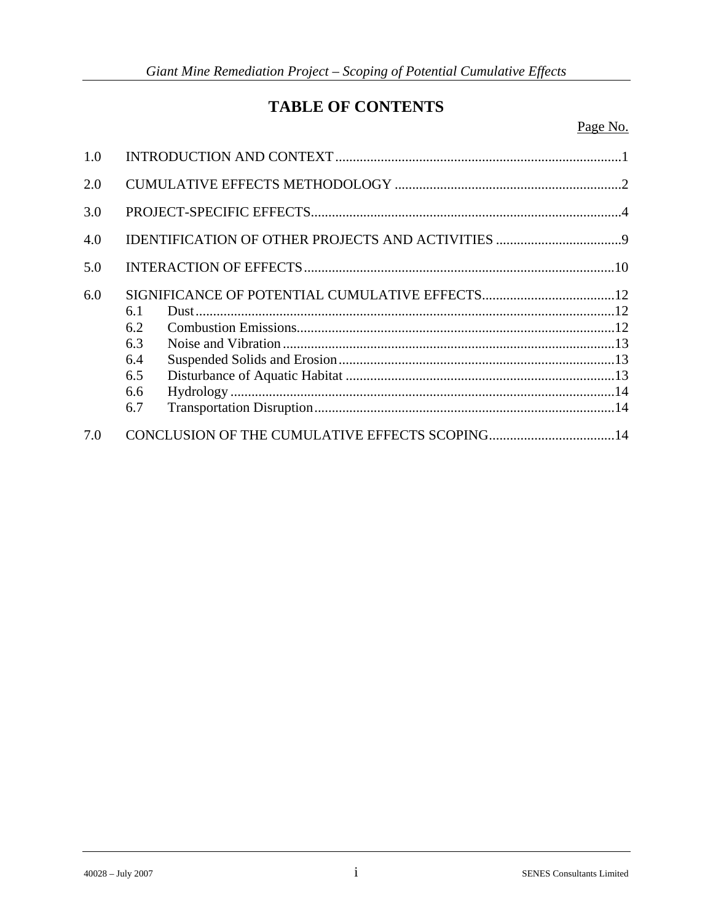# TABLE OF CONTENTS

Page No.

| | | |
|---|---|---|
| 1.0 | INTRODUCTION AND CONTEXT | 1 |
| 2.0 | CUMULATIVE EFFECTS METHODOLOGY | 2 |
| 3.0 | PROJECT-SPECIFIC EFFECTS | 4 |
| 4.0 | IDENTIFICATION OF OTHER PROJECTS AND ACTIVITIES | 9 |
| 5.0 | INTERACTION OF EFFECTS | 10 |
| 6.0 | SIGNIFICANCE OF POTENTIAL CUMULATIVE EFFECTS | 12 |
| 6.1 | Dust | 12 |
| 6.2 | Combustion Emissions | 12 |
| 6.3 | Noise and Vibration | 13 |
| 6.4 | Suspended Solids and Erosion | 13 |
| 6.5 | Disturbance of Aquatic Habitat | 13 |
| 6.6 | Hydrology | 14 |
| 6.7 | Transportation Disruption | 14 |
| 7.0 | CONCLUSION OF THE CUMULATIVE EFFECTS SCOPING | 14 |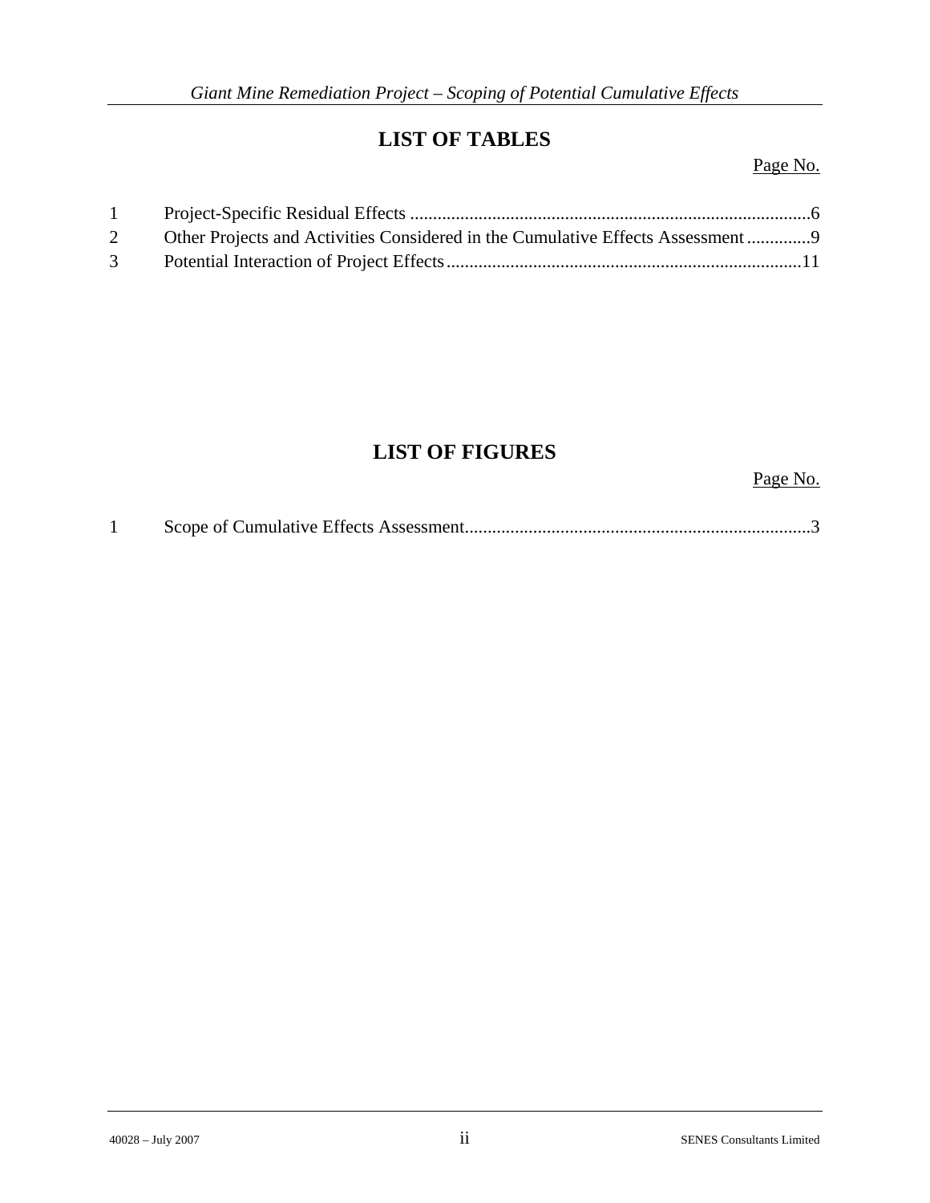# LIST OF TABLES

| | | Page No. |
|---|---|---|
| 1 | Project-Specific Residual Effects | 6 |
| 2 | Other Projects and Activities Considered in the Cumulative Effects Assessment | 9 |
| 3 | Potential Interaction of Project Effects | 11 |

# LIST OF FIGURES

| | | Page No. |
|---|---|---|
| 1 | Scope of Cumulative Effects Assessment | 3 |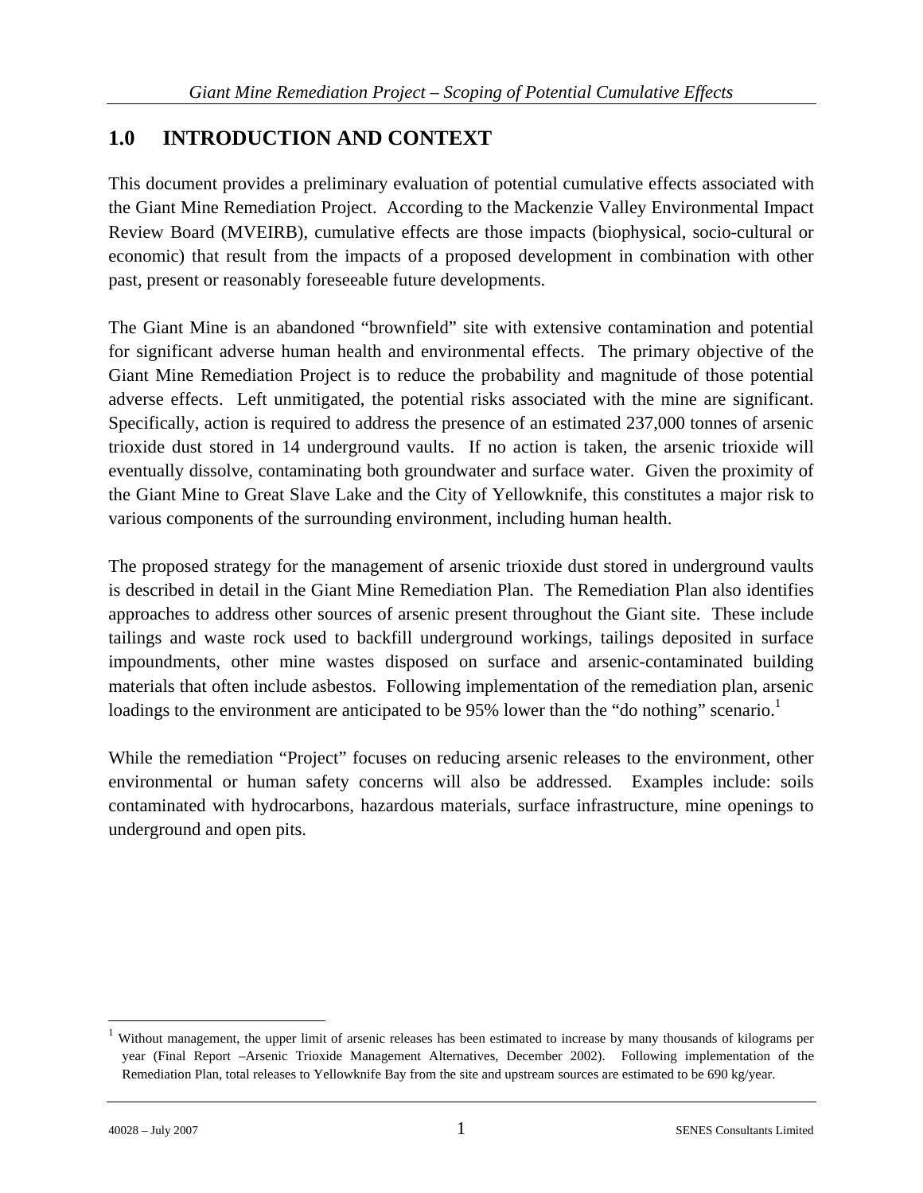# 1.0 INTRODUCTION AND CONTEXT

This document provides a preliminary evaluation of potential cumulative effects associated with the Giant Mine Remediation Project. According to the Mackenzie Valley Environmental Impact Review Board (MVEIRB), cumulative effects are those impacts (biophysical, socio-cultural or economic) that result from the impacts of a proposed development in combination with other past, present or reasonably foreseeable future developments.

The Giant Mine is an abandoned "brownfield" site with extensive contamination and potential for significant adverse human health and environmental effects. The primary objective of the Giant Mine Remediation Project is to reduce the probability and magnitude of those potential adverse effects. Left unmitigated, the potential risks associated with the mine are significant. Specifically, action is required to address the presence of an estimated 237,000 tonnes of arsenic trioxide dust stored in 14 underground vaults. If no action is taken, the arsenic trioxide will eventually dissolve, contaminating both groundwater and surface water. Given the proximity of the Giant Mine to Great Slave Lake and the City of Yellowknife, this constitutes a major risk to various components of the surrounding environment, including human health.

The proposed strategy for the management of arsenic trioxide dust stored in underground vaults is described in detail in the Giant Mine Remediation Plan. The Remediation Plan also identifies approaches to address other sources of arsenic present throughout the Giant site. These include tailings and waste rock used to backfill underground workings, tailings deposited in surface impoundments, other mine wastes disposed on surface and arsenic-contaminated building materials that often include asbestos. Following implementation of the remediation plan, arsenic loadings to the environment are anticipated to be 95% lower than the "do nothing" scenario.[1]

While the remediation "Project" focuses on reducing arsenic releases to the environment, other environmental or human safety concerns will also be addressed. Examples include: soils contaminated with hydrocarbons, hazardous materials, surface infrastructure, mine openings to underground and open pits.

---

[1] Without management, the upper limit of arsenic releases has been estimated to increase by many thousands of kilograms per year (Final Report –Arsenic Trioxide Management Alternatives, December 2002). Following implementation of the Remediation Plan, total releases to Yellowknife Bay from the site and upstream sources are estimated to be 690 kg/year.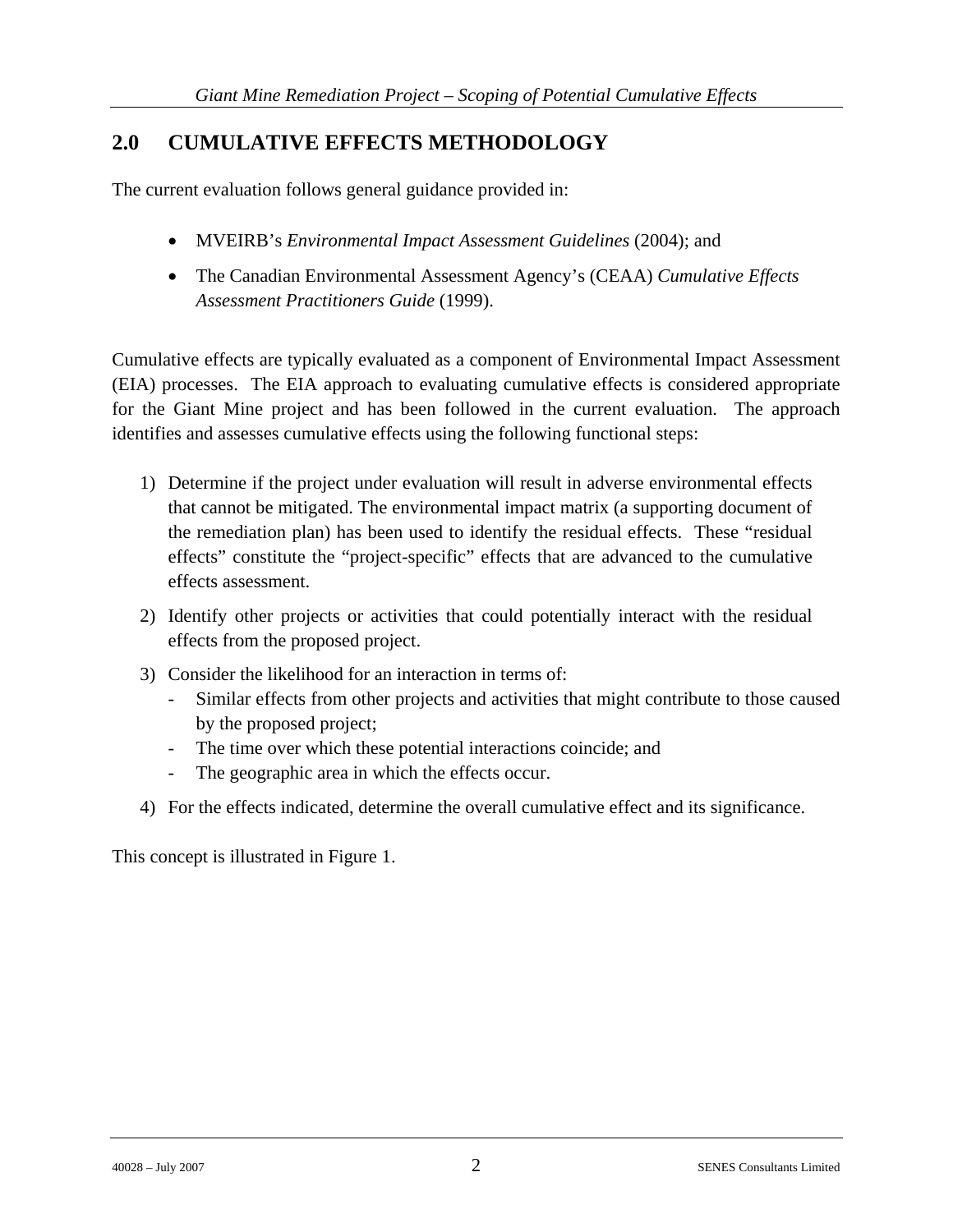## 2.0 CUMULATIVE EFFECTS METHODOLOGY

The current evaluation follows general guidance provided in:

- MVEIRB's *Environmental Impact Assessment Guidelines* (2004); and
- The Canadian Environmental Assessment Agency's (CEAA) *Cumulative Effects Assessment Practitioners Guide* (1999).

Cumulative effects are typically evaluated as a component of Environmental Impact Assessment (EIA) processes. The EIA approach to evaluating cumulative effects is considered appropriate for the Giant Mine project and has been followed in the current evaluation. The approach identifies and assesses cumulative effects using the following functional steps:

1) Determine if the project under evaluation will result in adverse environmental effects that cannot be mitigated. The environmental impact matrix (a supporting document of the remediation plan) has been used to identify the residual effects. These "residual effects" constitute the "project-specific" effects that are advanced to the cumulative effects assessment.
2) Identify other projects or activities that could potentially interact with the residual effects from the proposed project.
3) Consider the likelihood for an interaction in terms of:
   - Similar effects from other projects and activities that might contribute to those caused by the proposed project;
   - The time over which these potential interactions coincide; and
   - The geographic area in which the effects occur.
4) For the effects indicated, determine the overall cumulative effect and its significance.

This concept is illustrated in Figure 1.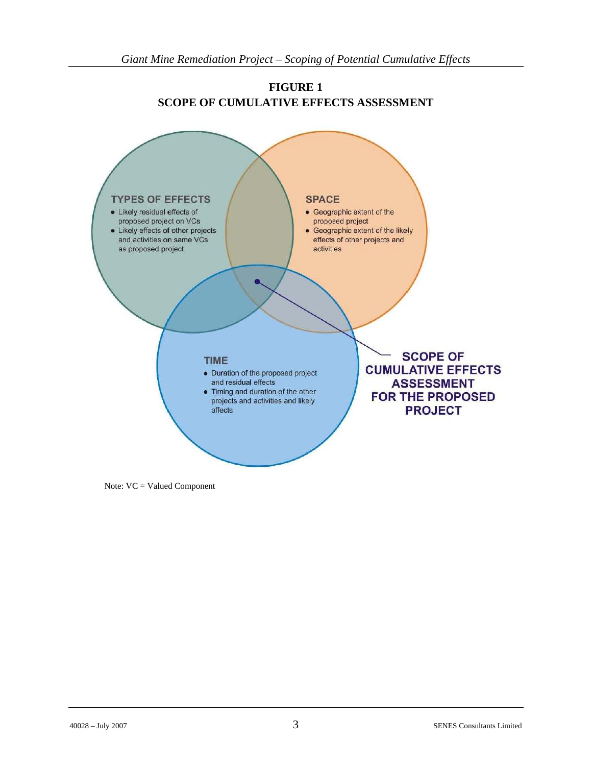**FIGURE 1**
**SCOPE OF CUMULATIVE EFFECTS ASSESSMENT**

**TYPES OF EFFECTS**

- Likely residual effects of proposed project on VCs
- Likely effects of other projects and activities on same VCs as proposed project

**SPACE**

- Geographic extent of the proposed project
- Geographic extent of the likely effects of other projects and activities

**TIME**

- Duration of the proposed project and residual effects
- Timing and duration of the other projects and activities and likely affects

**SCOPE OF CUMULATIVE EFFECTS ASSESSMENT FOR THE PROPOSED PROJECT**

Note: VC = Valued Component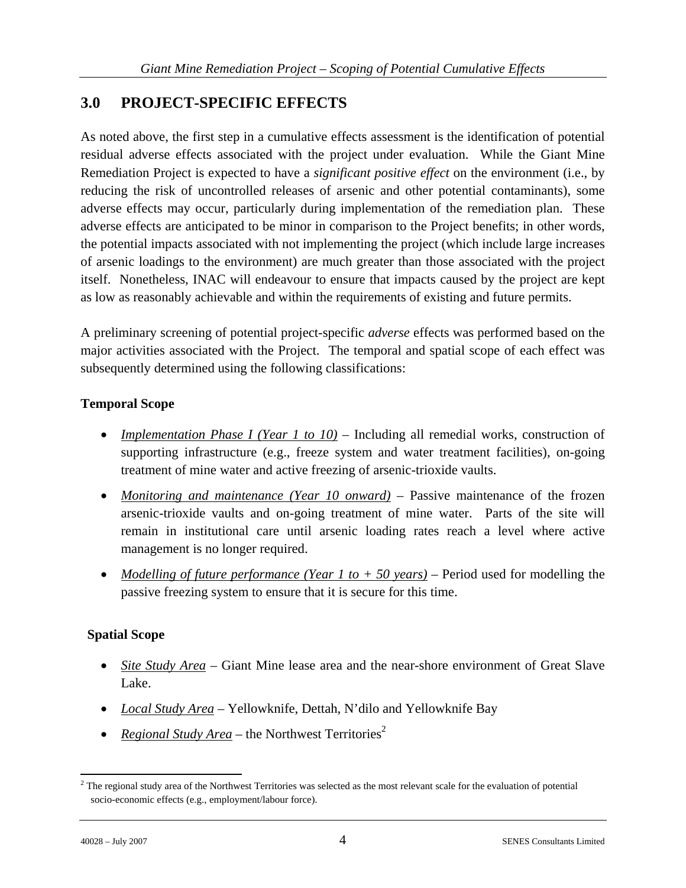## 3.0 PROJECT-SPECIFIC EFFECTS

As noted above, the first step in a cumulative effects assessment is the identification of potential residual adverse effects associated with the project under evaluation. While the Giant Mine Remediation Project is expected to have a *significant positive effect* on the environment (i.e., by reducing the risk of uncontrolled releases of arsenic and other potential contaminants), some adverse effects may occur, particularly during implementation of the remediation plan. These adverse effects are anticipated to be minor in comparison to the Project benefits; in other words, the potential impacts associated with not implementing the project (which include large increases of arsenic loadings to the environment) are much greater than those associated with the project itself. Nonetheless, INAC will endeavour to ensure that impacts caused by the project are kept as low as reasonably achievable and within the requirements of existing and future permits.

A preliminary screening of potential project-specific *adverse* effects was performed based on the major activities associated with the Project. The temporal and spatial scope of each effect was subsequently determined using the following classifications:

**Temporal Scope**

- *Implementation Phase I (Year 1 to 10)* – Including all remedial works, construction of supporting infrastructure (e.g., freeze system and water treatment facilities), on-going treatment of mine water and active freezing of arsenic-trioxide vaults.
- *Monitoring and maintenance (Year 10 onward)* – Passive maintenance of the frozen arsenic-trioxide vaults and on-going treatment of mine water. Parts of the site will remain in institutional care until arsenic loading rates reach a level where active management is no longer required.
- *Modelling of future performance (Year 1 to + 50 years)* – Period used for modelling the passive freezing system to ensure that it is secure for this time.

**Spatial Scope**

- *Site Study Area* – Giant Mine lease area and the near-shore environment of Great Slave Lake.
- *Local Study Area* – Yellowknife, Dettah, N'dilo and Yellowknife Bay
- *Regional Study Area* – the Northwest Territories[2]

[2] The regional study area of the Northwest Territories was selected as the most relevant scale for the evaluation of potential socio-economic effects (e.g., employment/labour force).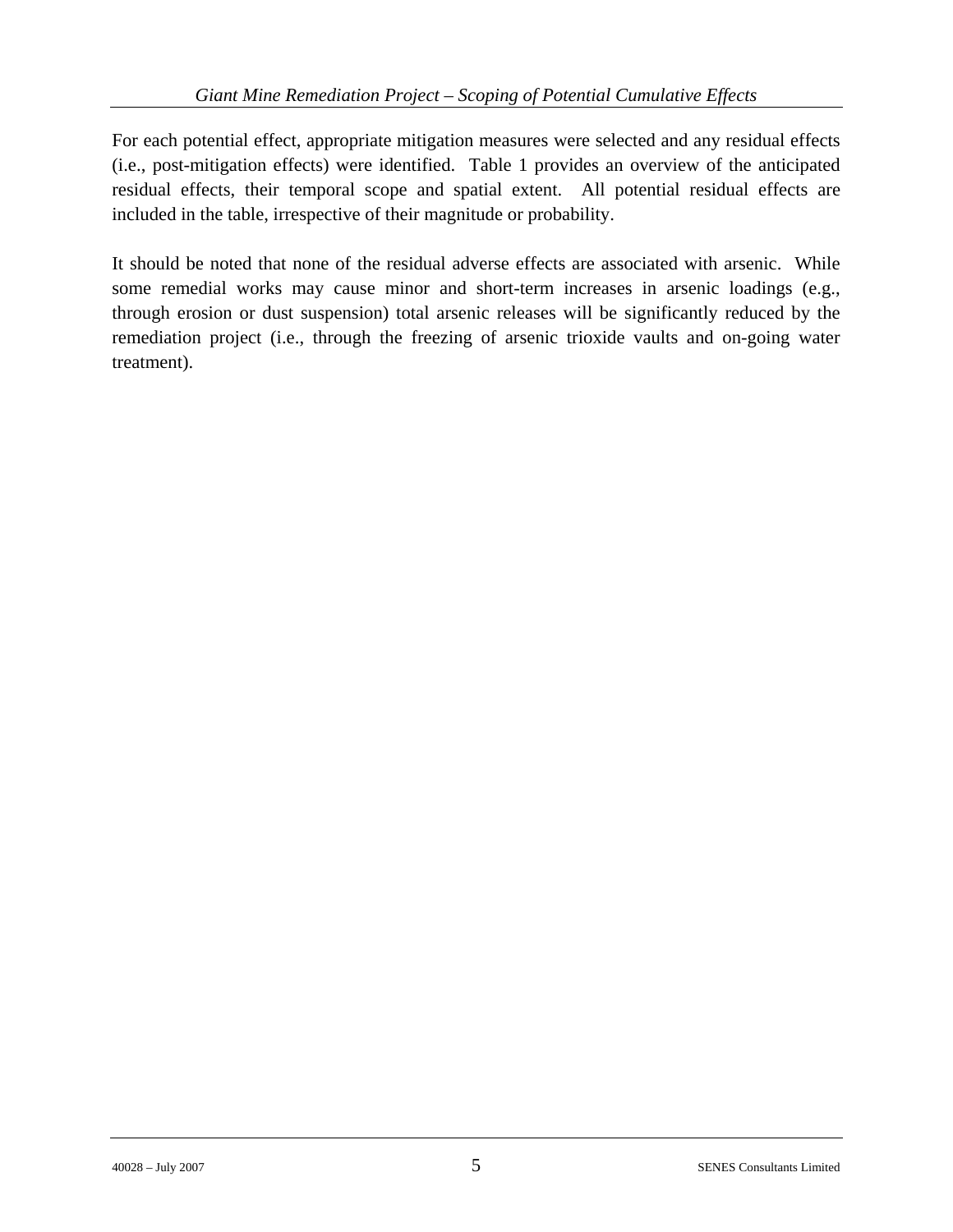For each potential effect, appropriate mitigation measures were selected and any residual effects (i.e., post-mitigation effects) were identified. Table 1 provides an overview of the anticipated residual effects, their temporal scope and spatial extent. All potential residual effects are included in the table, irrespective of their magnitude or probability.

It should be noted that none of the residual adverse effects are associated with arsenic. While some remedial works may cause minor and short-term increases in arsenic loadings (e.g., through erosion or dust suspension) total arsenic releases will be significantly reduced by the remediation project (i.e., through the freezing of arsenic trioxide vaults and on-going water treatment).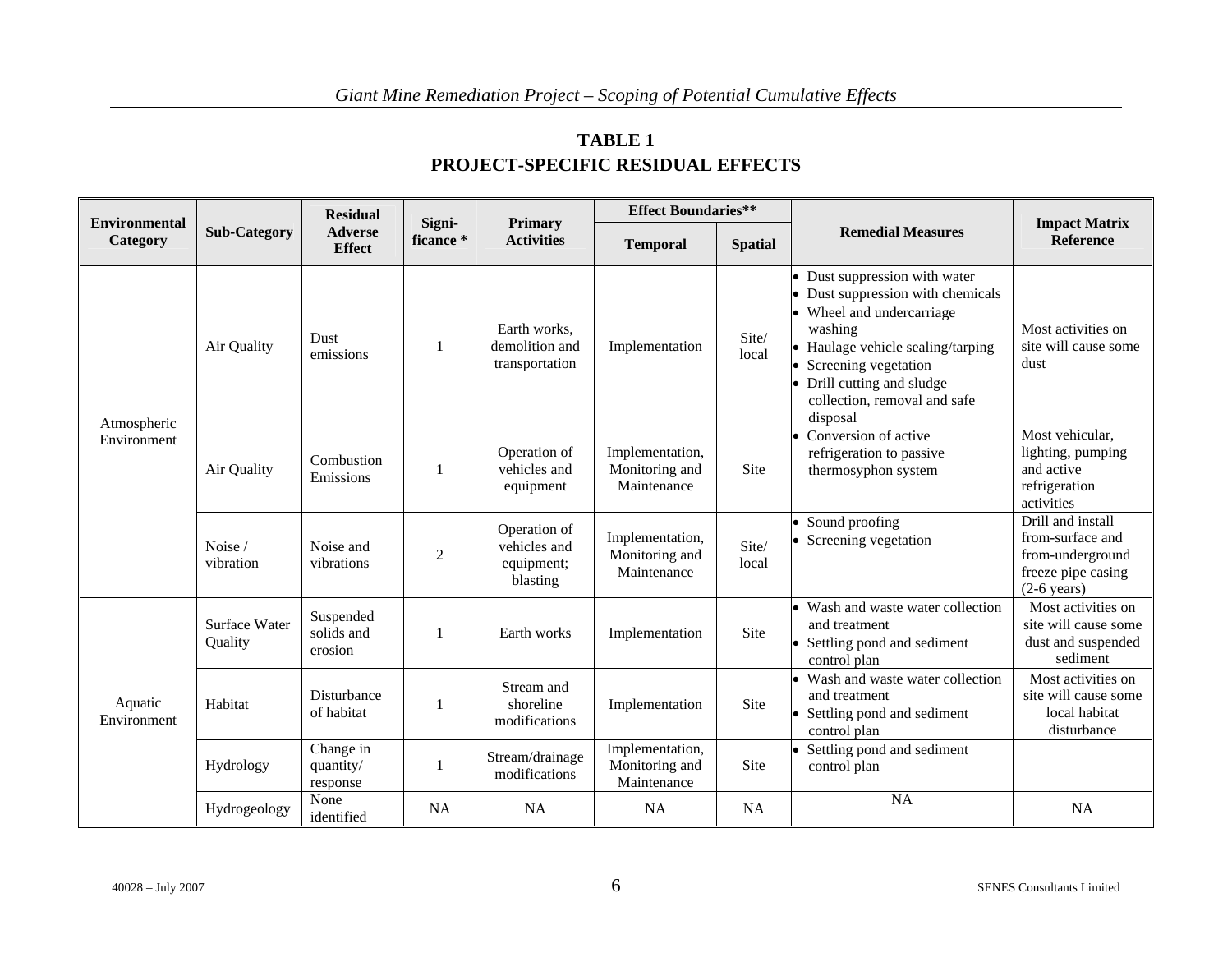# TABLE 1
# PROJECT-SPECIFIC RESIDUAL EFFECTS

| Environmental Category | Sub-Category | Residual Adverse Effect | Signi-ficance * | Primary Activities | Effect Boundaries** | | Remedial Measures | Impact Matrix Reference |
|---|---|---|---|---|---|---|---|---|
| | | | | | Temporal | Spatial | | |
| Atmospheric Environment | Air Quality | Dust emissions | 1 | Earth works, demolition and transportation | Implementation | Site/ local | • Dust suppression with water<br>• Dust suppression with chemicals<br>• Wheel and undercarriage washing<br>• Haulage vehicle sealing/tarping<br>• Screening vegetation<br>• Drill cutting and sludge collection, removal and safe disposal | Most activities on site will cause some dust |
| | Air Quality | Combustion Emissions | 1 | Operation of vehicles and equipment | Implementation, Monitoring and Maintenance | Site | • Conversion of active refrigeration to passive thermosyphon system | Most vehicular, lighting, pumping and active refrigeration activities |
| | Noise / vibration | Noise and vibrations | 2 | Operation of vehicles and equipment; blasting | Implementation, Monitoring and Maintenance | Site/ local | • Sound proofing<br>• Screening vegetation | Drill and install from-surface and from-underground freeze pipe casing (2-6 years) |
| Aquatic Environment | Surface Water Quality | Suspended solids and erosion | 1 | Earth works | Implementation | Site | • Wash and waste water collection and treatment<br>• Settling pond and sediment control plan | Most activities on site will cause some dust and suspended sediment |
| | Habitat | Disturbance of habitat | 1 | Stream and shoreline modifications | Implementation | Site | • Wash and waste water collection and treatment<br>• Settling pond and sediment control plan | Most activities on site will cause some local habitat disturbance |
| | Hydrology | Change in quantity/ response | 1 | Stream/drainage modifications | Implementation, Monitoring and Maintenance | Site | • Settling pond and sediment control plan | |
| | Hydrogeology | None identified | NA | NA | NA | NA | NA | NA |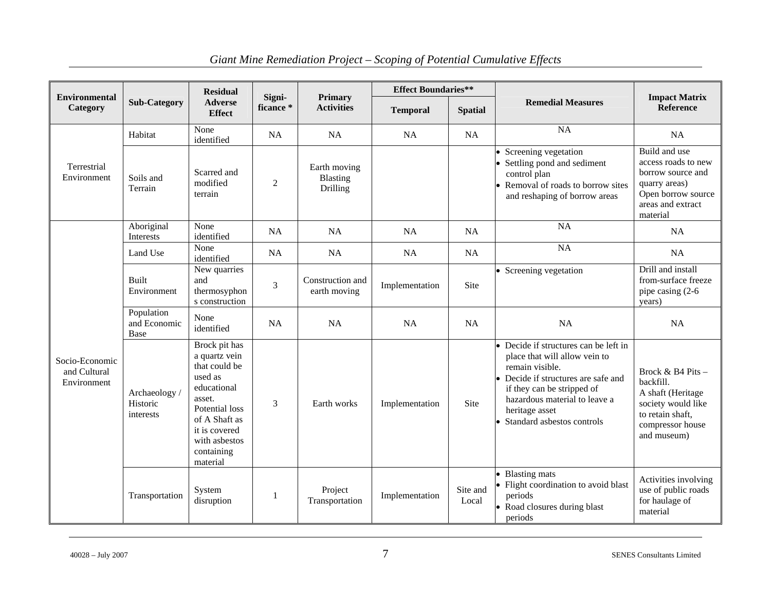| Environmental Category | Sub-Category | Residual Adverse Effect | Signi-ficance * | Primary Activities | Effect Boundaries** | | Remedial Measures | Impact Matrix Reference |
|---|---|---|---|---|---|---|---|---|
| | | | | | Temporal | Spatial | | |
| Terrestrial Environment | Habitat | None identified | NA | NA | NA | NA | NA | NA |
| | Soils and Terrain | Scarred and modified terrain | 2 | Earth moving Blasting Drilling | | | • Screening vegetation<br>• Settling pond and sediment control plan<br>• Removal of roads to borrow sites and reshaping of borrow areas | Build and use access roads to new borrow source and quarry areas) Open borrow source areas and extract material |
| Socio-Economic and Cultural Environment | Aboriginal Interests | None identified | NA | NA | NA | NA | NA | NA |
| | Land Use | None identified | NA | NA | NA | NA | NA | NA |
| | Built Environment | New quarries and thermosyphons construction | 3 | Construction and earth moving | Implementation | Site | • Screening vegetation | Drill and install from-surface freeze pipe casing (2-6 years) |
| | Population and Economic Base | None identified | NA | NA | NA | NA | NA | NA |
| | Archaeology / Historic interests | Brock pit has a quartz vein that could be used as educational asset. Potential loss of A Shaft as it is covered with asbestos containing material | 3 | Earth works | Implementation | Site | • Decide if structures can be left in place that will allow vein to remain visible.<br>• Decide if structures are safe and if they can be stripped of hazardous material to leave a heritage asset<br>• Standard asbestos controls | Brock & B4 Pits – backfill.<br>A shaft (Heritage society would like to retain shaft, compressor house and museum) |
| | Transportation | System disruption | 1 | Project Transportation | Implementation | Site and Local | • Blasting mats<br>• Flight coordination to avoid blast periods<br>• Road closures during blast periods | Activities involving use of public roads for haulage of material |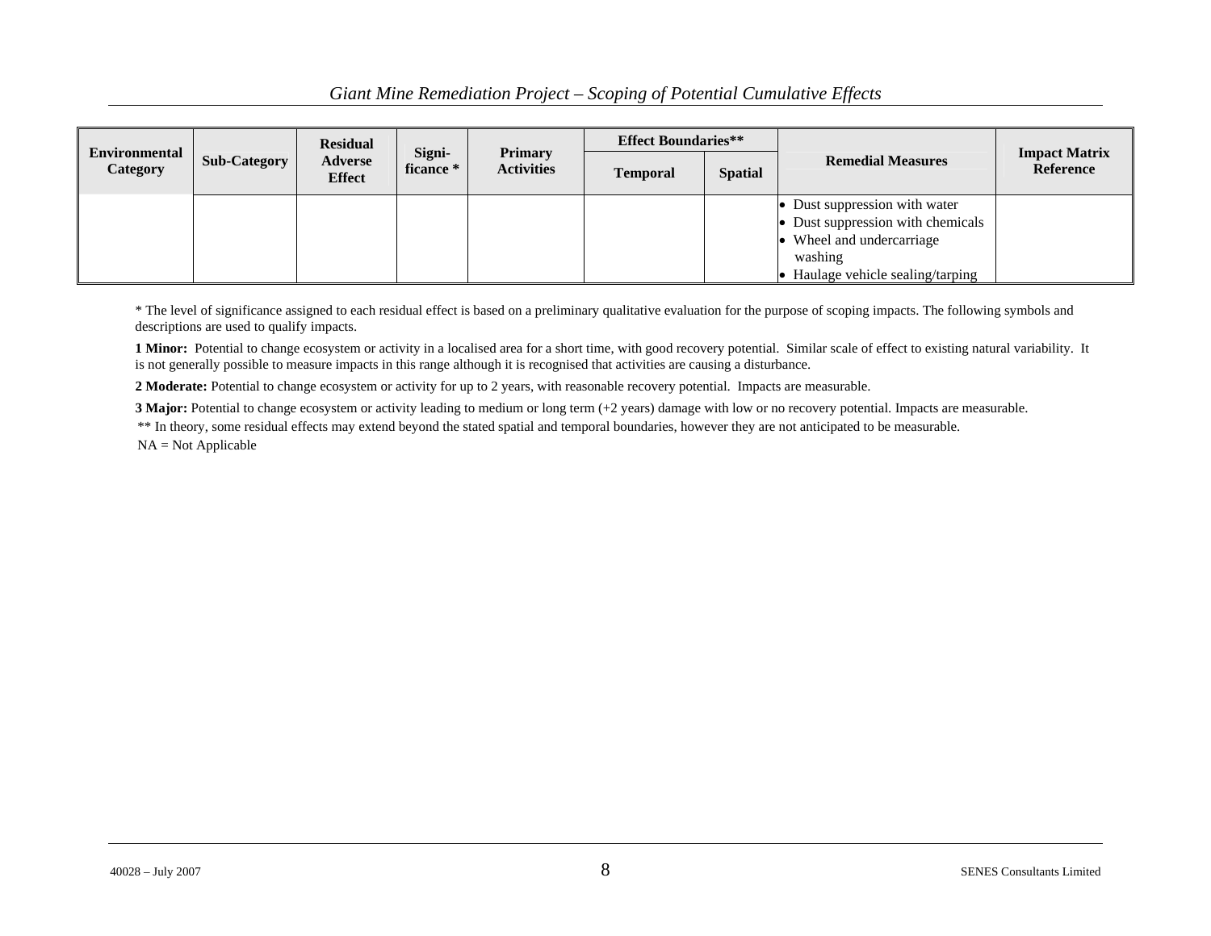| Environmental Category | Sub-Category | Residual Adverse Effect | Signi-ficance * | Primary Activities | Effect Boundaries** | | Remedial Measures | Impact Matrix Reference |
|---|---|---|---|---|---|---|---|---|
| | | | | | Temporal | Spatial | | |
| | | | | | | | • Dust suppression with water<br>• Dust suppression with chemicals<br>• Wheel and undercarriage washing<br>• Haulage vehicle sealing/tarping | |

* The level of significance assigned to each residual effect is based on a preliminary qualitative evaluation for the purpose of scoping impacts. The following symbols and descriptions are used to qualify impacts.

**1 Minor:** Potential to change ecosystem or activity in a localised area for a short time, with good recovery potential. Similar scale of effect to existing natural variability. It is not generally possible to measure impacts in this range although it is recognised that activities are causing a disturbance.

**2 Moderate:** Potential to change ecosystem or activity for up to 2 years, with reasonable recovery potential. Impacts are measurable.

**3 Major:** Potential to change ecosystem or activity leading to medium or long term (+2 years) damage with low or no recovery potential. Impacts are measurable.

** In theory, some residual effects may extend beyond the stated spatial and temporal boundaries, however they are not anticipated to be measurable.

NA = Not Applicable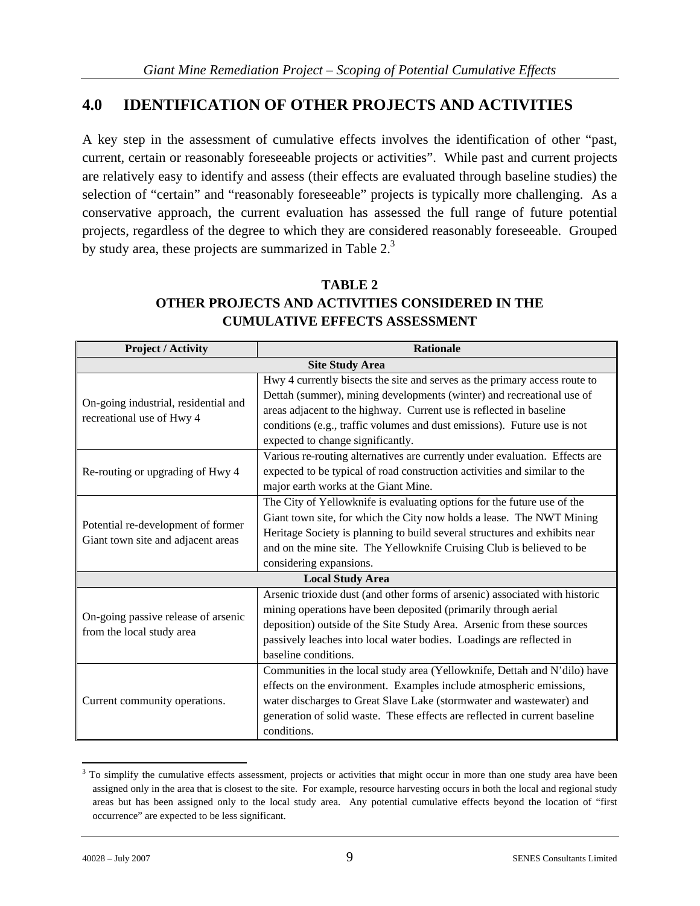## 4.0 IDENTIFICATION OF OTHER PROJECTS AND ACTIVITIES

A key step in the assessment of cumulative effects involves the identification of other "past, current, certain or reasonably foreseeable projects or activities". While past and current projects are relatively easy to identify and assess (their effects are evaluated through baseline studies) the selection of "certain" and "reasonably foreseeable" projects is typically more challenging. As a conservative approach, the current evaluation has assessed the full range of future potential projects, regardless of the degree to which they are considered reasonably foreseeable. Grouped by study area, these projects are summarized in Table 2.[3]

**TABLE 2**
**OTHER PROJECTS AND ACTIVITIES CONSIDERED IN THE CUMULATIVE EFFECTS ASSESSMENT**

| Project / Activity | Rationale |
|---|---|
| **Site Study Area** | |
| On-going industrial, residential and recreational use of Hwy 4 | Hwy 4 currently bisects the site and serves as the primary access route to Dettah (summer), mining developments (winter) and recreational use of areas adjacent to the highway. Current use is reflected in baseline conditions (e.g., traffic volumes and dust emissions). Future use is not expected to change significantly. |
| Re-routing or upgrading of Hwy 4 | Various re-routing alternatives are currently under evaluation. Effects are expected to be typical of road construction activities and similar to the major earth works at the Giant Mine. |
| Potential re-development of former Giant town site and adjacent areas | The City of Yellowknife is evaluating options for the future use of the Giant town site, for which the City now holds a lease. The NWT Mining Heritage Society is planning to build several structures and exhibits near and on the mine site. The Yellowknife Cruising Club is believed to be considering expansions. |
| **Local Study Area** | |
| On-going passive release of arsenic from the local study area | Arsenic trioxide dust (and other forms of arsenic) associated with historic mining operations have been deposited (primarily through aerial deposition) outside of the Site Study Area. Arsenic from these sources passively leaches into local water bodies. Loadings are reflected in baseline conditions. |
| Current community operations. | Communities in the local study area (Yellowknife, Dettah and N'dilo) have effects on the environment. Examples include atmospheric emissions, water discharges to Great Slave Lake (stormwater and wastewater) and generation of solid waste. These effects are reflected in current baseline conditions. |

[3] To simplify the cumulative effects assessment, projects or activities that might occur in more than one study area have been assigned only in the area that is closest to the site. For example, resource harvesting occurs in both the local and regional study areas but has been assigned only to the local study area. Any potential cumulative effects beyond the location of "first occurrence" are expected to be less significant.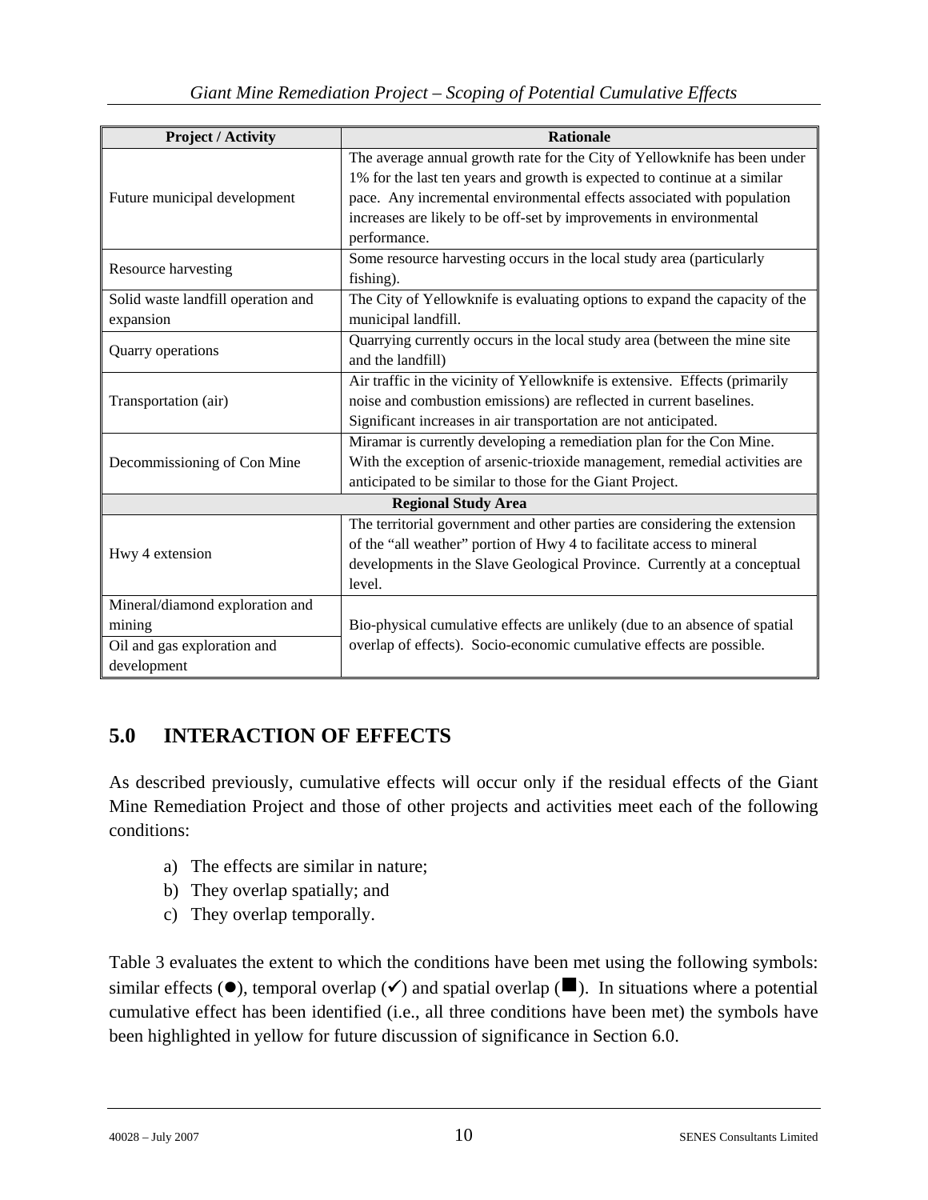| Project / Activity | Rationale |
|---|---|
| Future municipal development | The average annual growth rate for the City of Yellowknife has been under 1% for the last ten years and growth is expected to continue at a similar pace. Any incremental environmental effects associated with population increases are likely to be off-set by improvements in environmental performance. |
| Resource harvesting | Some resource harvesting occurs in the local study area (particularly fishing). |
| Solid waste landfill operation and expansion | The City of Yellowknife is evaluating options to expand the capacity of the municipal landfill. |
| Quarry operations | Quarrying currently occurs in the local study area (between the mine site and the landfill) |
| Transportation (air) | Air traffic in the vicinity of Yellowknife is extensive. Effects (primarily noise and combustion emissions) are reflected in current baselines. Significant increases in air transportation are not anticipated. |
| Decommissioning of Con Mine | Miramar is currently developing a remediation plan for the Con Mine. With the exception of arsenic-trioxide management, remedial activities are anticipated to be similar to those for the Giant Project. |
| **Regional Study Area** | |
| Hwy 4 extension | The territorial government and other parties are considering the extension of the "all weather" portion of Hwy 4 to facilitate access to mineral developments in the Slave Geological Province. Currently at a conceptual level. |
| Mineral/diamond exploration and mining | Bio-physical cumulative effects are unlikely (due to an absence of spatial overlap of effects). Socio-economic cumulative effects are possible. |
| Oil and gas exploration and development | Bio-physical cumulative effects are unlikely (due to an absence of spatial overlap of effects). Socio-economic cumulative effects are possible. |

## 5.0 INTERACTION OF EFFECTS

As described previously, cumulative effects will occur only if the residual effects of the Giant Mine Remediation Project and those of other projects and activities meet each of the following conditions:

a) The effects are similar in nature;
b) They overlap spatially; and
c) They overlap temporally.

Table 3 evaluates the extent to which the conditions have been met using the following symbols: similar effects (●), temporal overlap (✓) and spatial overlap (■). In situations where a potential cumulative effect has been identified (i.e., all three conditions have been met) the symbols have been highlighted in yellow for future discussion of significance in Section 6.0.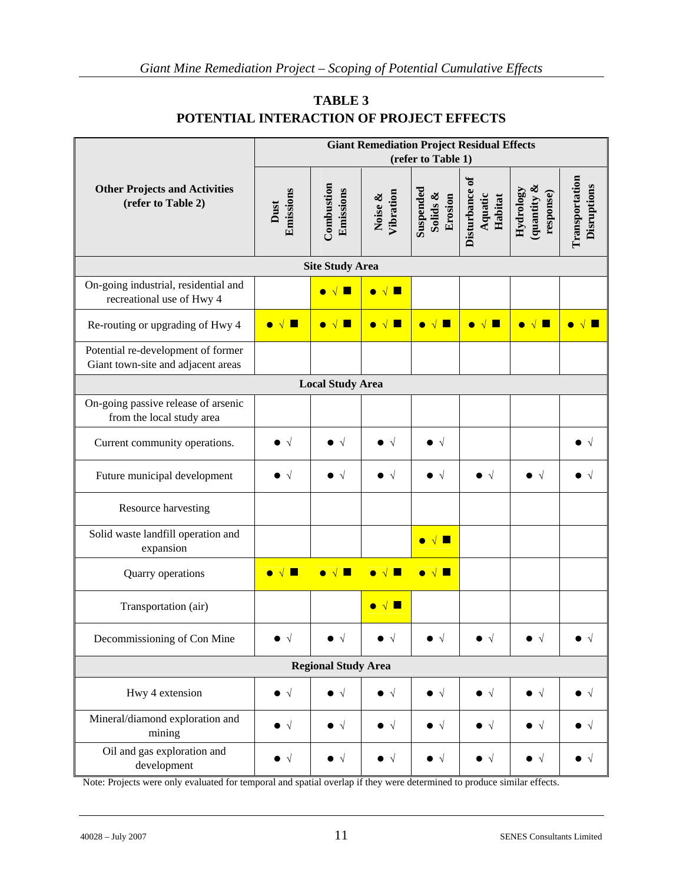# TABLE 3
# POTENTIAL INTERACTION OF PROJECT EFFECTS

| Other Projects and Activities (refer to Table 2) | Giant Remediation Project Residual Effects (refer to Table 1) | | | | | | |
|---|---|---|---|---|---|---|---|
| | Dust Emissions | Combustion Emissions | Noise & Vibration | Suspended Solids & Erosion | Disturbance of Aquatic Habitat | Hydrology (quantity & response) | Transportation Disruptions |
| **Site Study Area** | | | | | | | |
| On-going industrial, residential and recreational use of Hwy 4 | | ● √ ■ | ● √ ■ | | | | |
| Re-routing or upgrading of Hwy 4 | ● √ ■ | ● √ ■ | ● √ ■ | ● √ ■ | ● √ ■ | ● √ ■ | ● √ ■ |
| Potential re-development of former Giant town-site and adjacent areas | | | | | | | |
| **Local Study Area** | | | | | | | |
| On-going passive release of arsenic from the local study area | | | | | | | |
| Current community operations. | ● √ | ● √ | ● √ | ● √ | | | ● √ |
| Future municipal development | ● √ | ● √ | ● √ | ● √ | ● √ | ● √ | ● √ |
| Resource harvesting | | | | | | | |
| Solid waste landfill operation and expansion | | | | ● √ ■ | | | |
| Quarry operations | ● √ ■ | ● √ ■ | ● √ ■ | ● √ ■ | | | |
| Transportation (air) | | | ● √ ■ | | | | |
| Decommissioning of Con Mine | ● √ | ● √ | ● √ | ● √ | ● √ | ● √ | ● √ |
| **Regional Study Area** | | | | | | | |
| Hwy 4 extension | ● √ | ● √ | ● √ | ● √ | ● √ | ● √ | ● √ |
| Mineral/diamond exploration and mining | ● √ | ● √ | ● √ | ● √ | ● √ | ● √ | ● √ |
| Oil and gas exploration and development | ● √ | ● √ | ● √ | ● √ | ● √ | ● √ | ● √ |

Note: Projects were only evaluated for temporal and spatial overlap if they were determined to produce similar effects.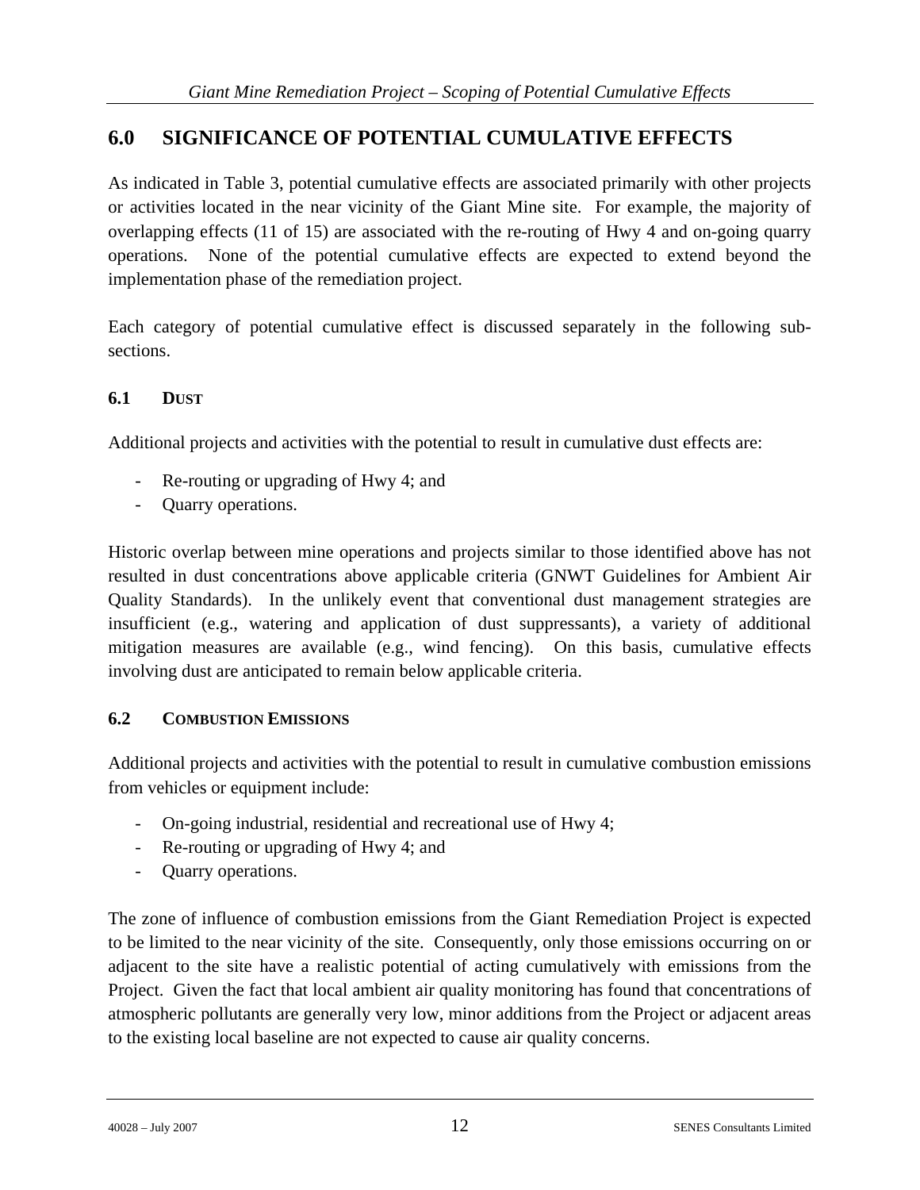## 6.0 SIGNIFICANCE OF POTENTIAL CUMULATIVE EFFECTS

As indicated in Table 3, potential cumulative effects are associated primarily with other projects or activities located in the near vicinity of the Giant Mine site. For example, the majority of overlapping effects (11 of 15) are associated with the re-routing of Hwy 4 and on-going quarry operations. None of the potential cumulative effects are expected to extend beyond the implementation phase of the remediation project.

Each category of potential cumulative effect is discussed separately in the following sub-sections.

### 6.1 DUST

Additional projects and activities with the potential to result in cumulative dust effects are:

- Re-routing or upgrading of Hwy 4; and
- Quarry operations.

Historic overlap between mine operations and projects similar to those identified above has not resulted in dust concentrations above applicable criteria (GNWT Guidelines for Ambient Air Quality Standards). In the unlikely event that conventional dust management strategies are insufficient (e.g., watering and application of dust suppressants), a variety of additional mitigation measures are available (e.g., wind fencing). On this basis, cumulative effects involving dust are anticipated to remain below applicable criteria.

### 6.2 COMBUSTION EMISSIONS

Additional projects and activities with the potential to result in cumulative combustion emissions from vehicles or equipment include:

- On-going industrial, residential and recreational use of Hwy 4;
- Re-routing or upgrading of Hwy 4; and
- Quarry operations.

The zone of influence of combustion emissions from the Giant Remediation Project is expected to be limited to the near vicinity of the site. Consequently, only those emissions occurring on or adjacent to the site have a realistic potential of acting cumulatively with emissions from the Project. Given the fact that local ambient air quality monitoring has found that concentrations of atmospheric pollutants are generally very low, minor additions from the Project or adjacent areas to the existing local baseline are not expected to cause air quality concerns.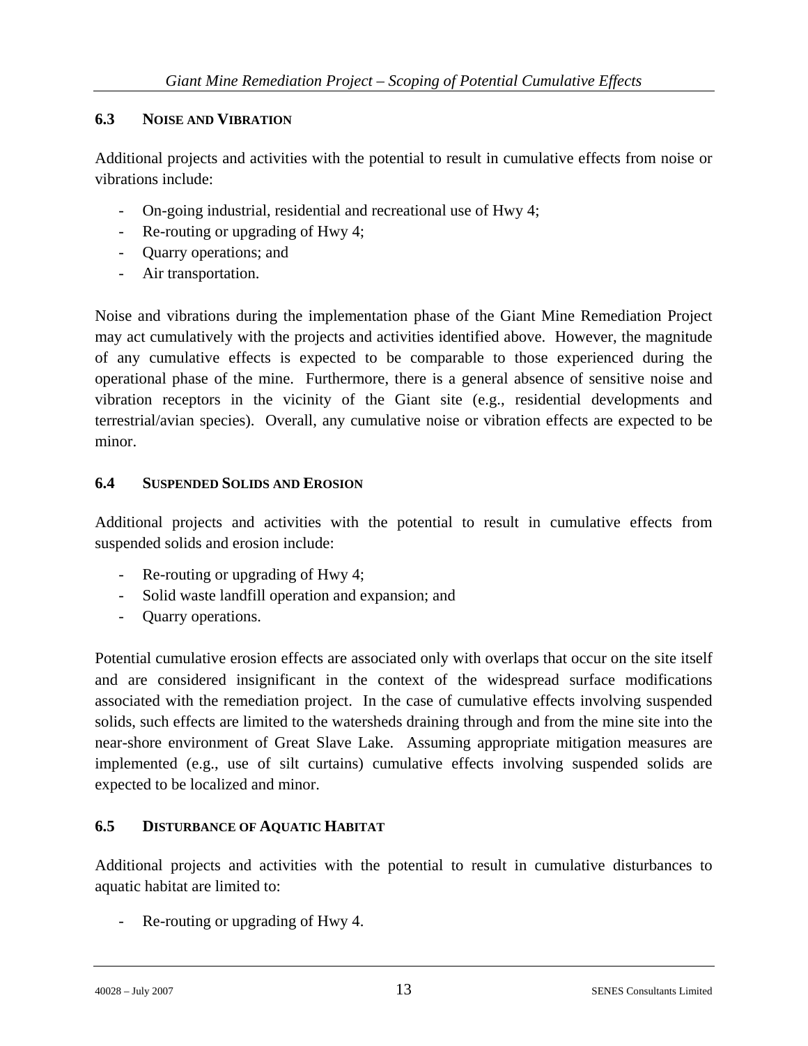### 6.3 Noise and Vibration

Additional projects and activities with the potential to result in cumulative effects from noise or vibrations include:

- On-going industrial, residential and recreational use of Hwy 4;
- Re-routing or upgrading of Hwy 4;
- Quarry operations; and
- Air transportation.

Noise and vibrations during the implementation phase of the Giant Mine Remediation Project may act cumulatively with the projects and activities identified above. However, the magnitude of any cumulative effects is expected to be comparable to those experienced during the operational phase of the mine. Furthermore, there is a general absence of sensitive noise and vibration receptors in the vicinity of the Giant site (e.g., residential developments and terrestrial/avian species). Overall, any cumulative noise or vibration effects are expected to be minor.

### 6.4 Suspended Solids and Erosion

Additional projects and activities with the potential to result in cumulative effects from suspended solids and erosion include:

- Re-routing or upgrading of Hwy 4;
- Solid waste landfill operation and expansion; and
- Quarry operations.

Potential cumulative erosion effects are associated only with overlaps that occur on the site itself and are considered insignificant in the context of the widespread surface modifications associated with the remediation project. In the case of cumulative effects involving suspended solids, such effects are limited to the watersheds draining through and from the mine site into the near-shore environment of Great Slave Lake. Assuming appropriate mitigation measures are implemented (e.g., use of silt curtains) cumulative effects involving suspended solids are expected to be localized and minor.

### 6.5 Disturbance of Aquatic Habitat

Additional projects and activities with the potential to result in cumulative disturbances to aquatic habitat are limited to:

- Re-routing or upgrading of Hwy 4.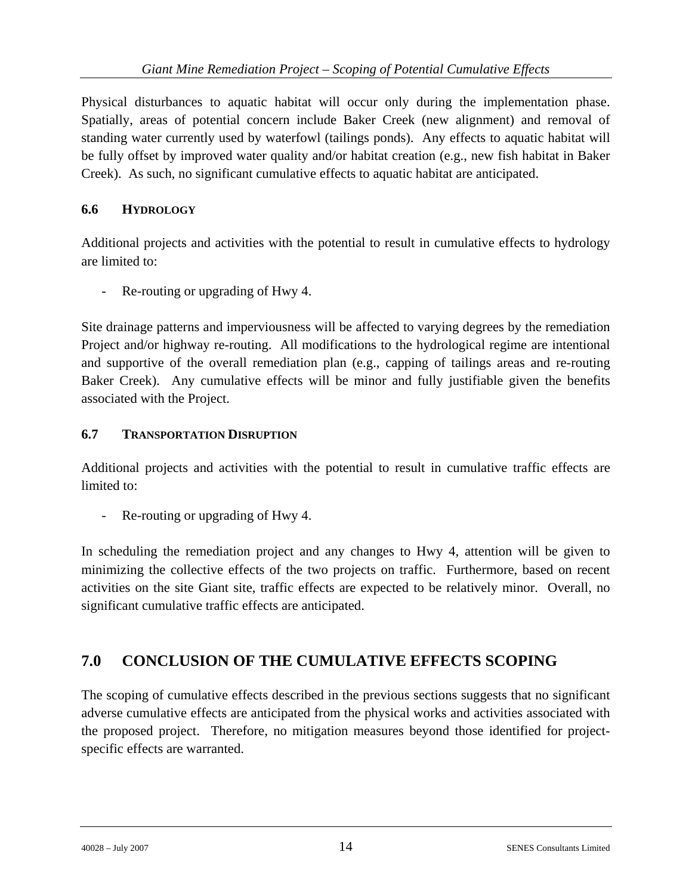Physical disturbances to aquatic habitat will occur only during the implementation phase. Spatially, areas of potential concern include Baker Creek (new alignment) and removal of standing water currently used by waterfowl (tailings ponds). Any effects to aquatic habitat will be fully offset by improved water quality and/or habitat creation (e.g., new fish habitat in Baker Creek). As such, no significant cumulative effects to aquatic habitat are anticipated.

### 6.6 HYDROLOGY

Additional projects and activities with the potential to result in cumulative effects to hydrology are limited to:

- Re-routing or upgrading of Hwy 4.

Site drainage patterns and imperviousness will be affected to varying degrees by the remediation Project and/or highway re-routing. All modifications to the hydrological regime are intentional and supportive of the overall remediation plan (e.g., capping of tailings areas and re-routing Baker Creek). Any cumulative effects will be minor and fully justifiable given the benefits associated with the Project.

### 6.7 TRANSPORTATION DISRUPTION

Additional projects and activities with the potential to result in cumulative traffic effects are limited to:

- Re-routing or upgrading of Hwy 4.

In scheduling the remediation project and any changes to Hwy 4, attention will be given to minimizing the collective effects of the two projects on traffic. Furthermore, based on recent activities on the site Giant site, traffic effects are expected to be relatively minor. Overall, no significant cumulative traffic effects are anticipated.

## 7.0 CONCLUSION OF THE CUMULATIVE EFFECTS SCOPING

The scoping of cumulative effects described in the previous sections suggests that no significant adverse cumulative effects are anticipated from the physical works and activities associated with the proposed project. Therefore, no mitigation measures beyond those identified for project-specific effects are warranted.